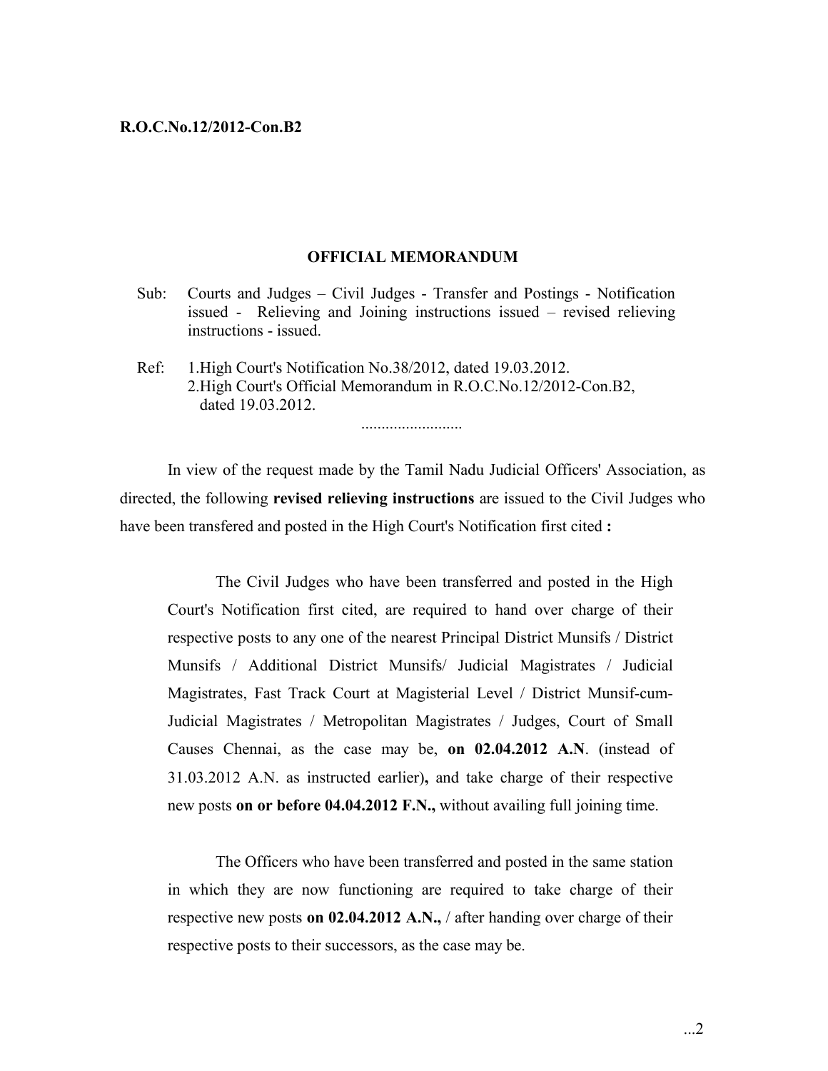**R.O.C.No.12/2012-Con.B2**

**OFFICIAL MEMORANDUM**

Sub: Courts and Judges – Civil Judges - Transfer and Postings - Notification issued - Relieving and Joining instructions issued – revised relieving instructions - issued.

Ref: 1.High Court's Notification No.38/2012, dated 19.03.2012.
2.High Court's Official Memorandum in R.O.C.No.12/2012-Con.B2, dated 19.03.2012.

.........................

In view of the request made by the Tamil Nadu Judicial Officers' Association, as directed, the following **revised relieving instructions** are issued to the Civil Judges who have been transfered and posted in the High Court's Notification first cited **:**

> The Civil Judges who have been transferred and posted in the High Court's Notification first cited, are required to hand over charge of their respective posts to any one of the nearest Principal District Munsifs / District Munsifs / Additional District Munsifs/ Judicial Magistrates / Judicial Magistrates, Fast Track Court at Magisterial Level / District Munsif-cum-Judicial Magistrates / Metropolitan Magistrates / Judges, Court of Small Causes Chennai, as the case may be, **on 02.04.2012 A.N**. (instead of 31.03.2012 A.N. as instructed earlier)**,** and take charge of their respective new posts **on or before 04.04.2012 F.N.,** without availing full joining time.
>
> The Officers who have been transferred and posted in the same station in which they are now functioning are required to take charge of their respective new posts **on 02.04.2012 A.N.,** / after handing over charge of their respective posts to their successors, as the case may be.

...2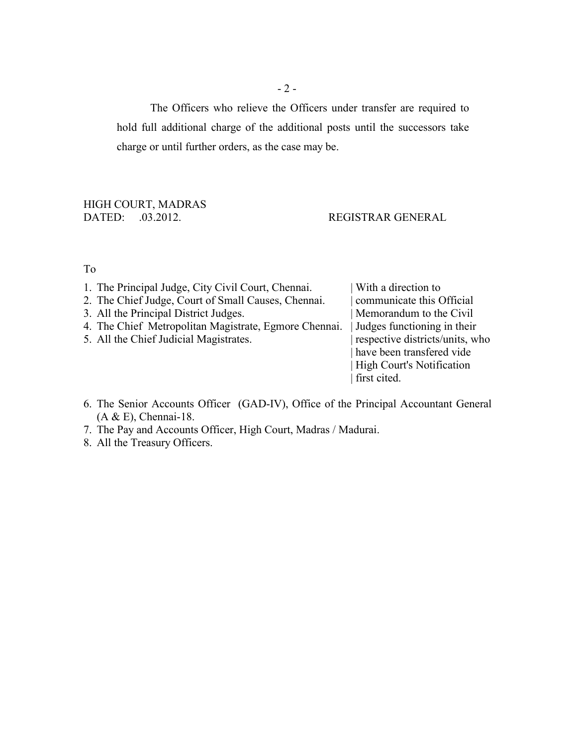The Officers who relieve the Officers under transfer are required to hold full additional charge of the additional posts until the successors take charge or until further orders, as the case may be.

HIGH COURT, MADRAS
DATED: .03.2012.

REGISTRAR GENERAL

To

1. The Principal Judge, City Civil Court, Chennai.
2. The Chief Judge, Court of Small Causes, Chennai.
3. All the Principal District Judges.
4. The Chief Metropolitan Magistrate, Egmore Chennai.
5. All the Chief Judicial Magistrates.

| With a direction to
| communicate this Official
| Memorandum to the Civil
| Judges functioning in their
| respective districts/units, who
| have been transfered vide
| High Court's Notification
| first cited.

6. The Senior Accounts Officer (GAD-IV), Office of the Principal Accountant General (A & E), Chennai-18.
7. The Pay and Accounts Officer, High Court, Madras / Madurai.
8. All the Treasury Officers.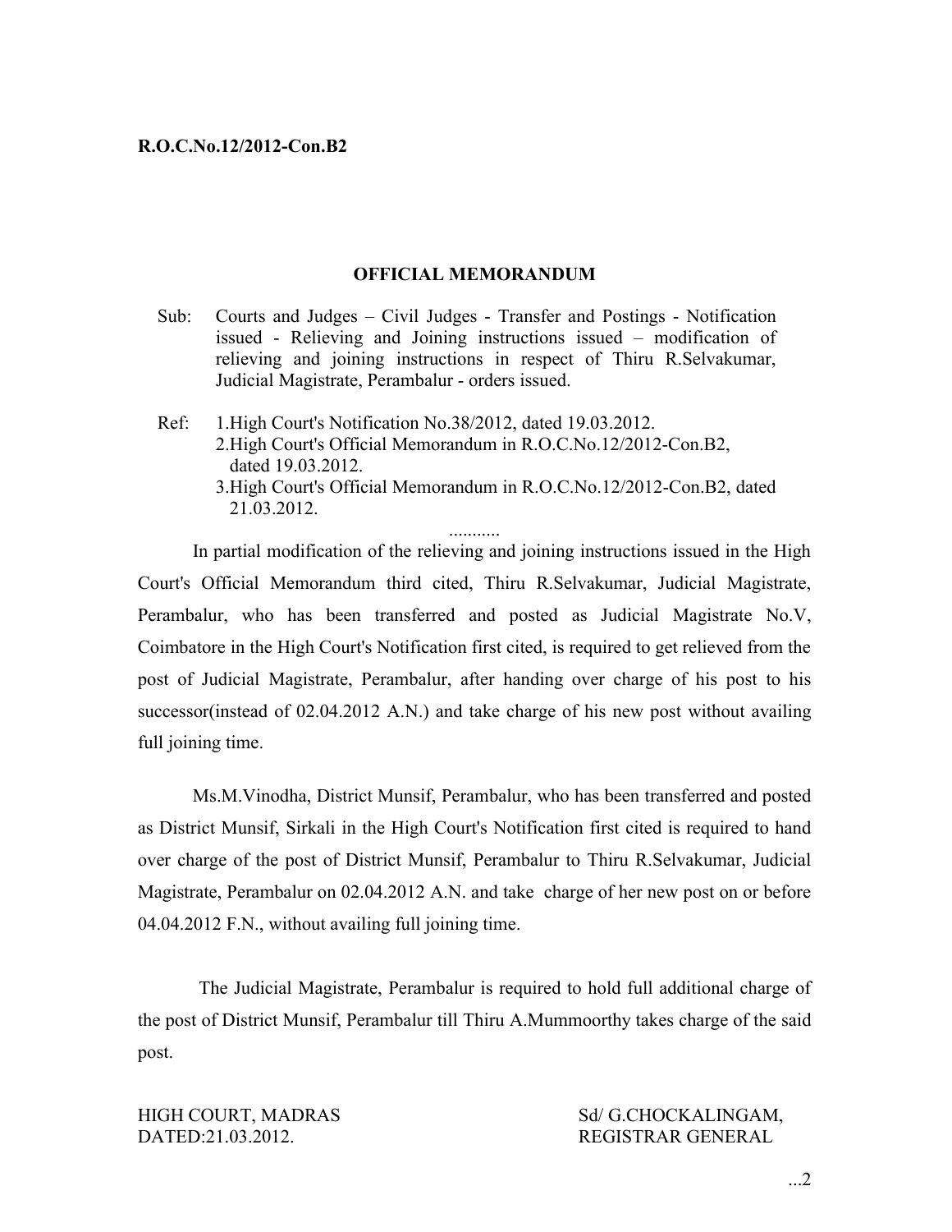**R.O.C.No.12/2012-Con.B2**

## OFFICIAL MEMORANDUM

Sub: Courts and Judges – Civil Judges - Transfer and Postings - Notification issued - Relieving and Joining instructions issued – modification of relieving and joining instructions in respect of Thiru R.Selvakumar, Judicial Magistrate, Perambalur - orders issued.

Ref: 1.High Court's Notification No.38/2012, dated 19.03.2012.
2.High Court's Official Memorandum in R.O.C.No.12/2012-Con.B2, dated 19.03.2012.
3.High Court's Official Memorandum in R.O.C.No.12/2012-Con.B2, dated 21.03.2012.

...........

In partial modification of the relieving and joining instructions issued in the High Court's Official Memorandum third cited, Thiru R.Selvakumar, Judicial Magistrate, Perambalur, who has been transferred and posted as Judicial Magistrate No.V, Coimbatore in the High Court's Notification first cited, is required to get relieved from the post of Judicial Magistrate, Perambalur, after handing over charge of his post to his successor(instead of 02.04.2012 A.N.) and take charge of his new post without availing full joining time.

Ms.M.Vinodha, District Munsif, Perambalur, who has been transferred and posted as District Munsif, Sirkali in the High Court's Notification first cited is required to hand over charge of the post of District Munsif, Perambalur to Thiru R.Selvakumar, Judicial Magistrate, Perambalur on 02.04.2012 A.N. and take charge of her new post on or before 04.04.2012 F.N., without availing full joining time.

The Judicial Magistrate, Perambalur is required to hold full additional charge of the post of District Munsif, Perambalur till Thiru A.Mummoorthy takes charge of the said post.

HIGH COURT, MADRAS
DATED:21.03.2012.

Sd/ G.CHOCKALINGAM,
REGISTRAR GENERAL

...2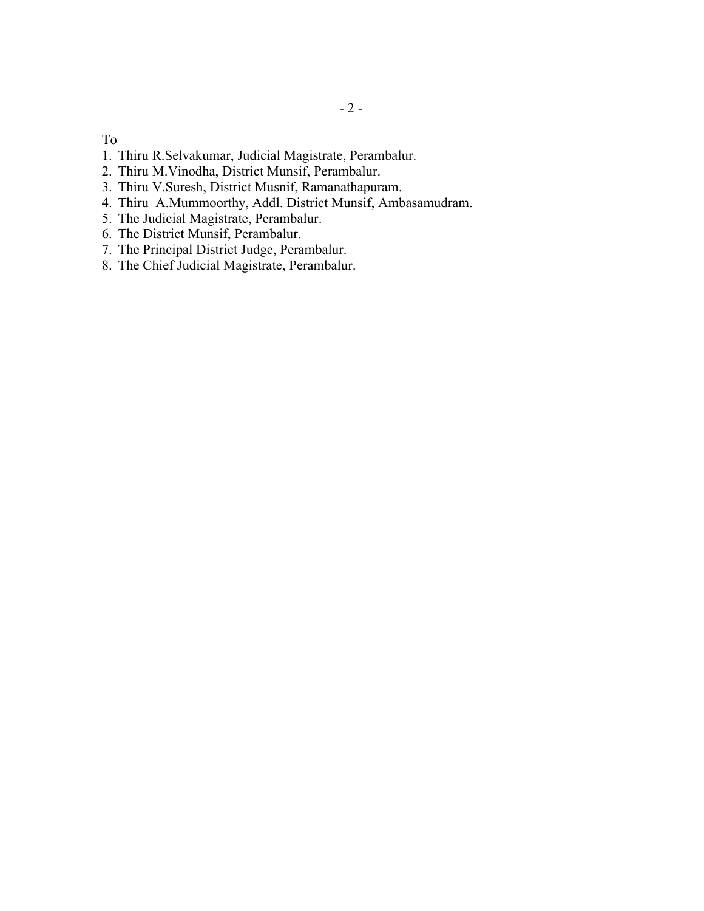To

1. Thiru R.Selvakumar, Judicial Magistrate, Perambalur.
2. Thiru M.Vinodha, District Munsif, Perambalur.
3. Thiru V.Suresh, District Musnif, Ramanathapuram.
4. Thiru A.Mummoorthy, Addl. District Munsif, Ambasamudram.
5. The Judicial Magistrate, Perambalur.
6. The District Munsif, Perambalur.
7. The Principal District Judge, Perambalur.
8. The Chief Judicial Magistrate, Perambalur.